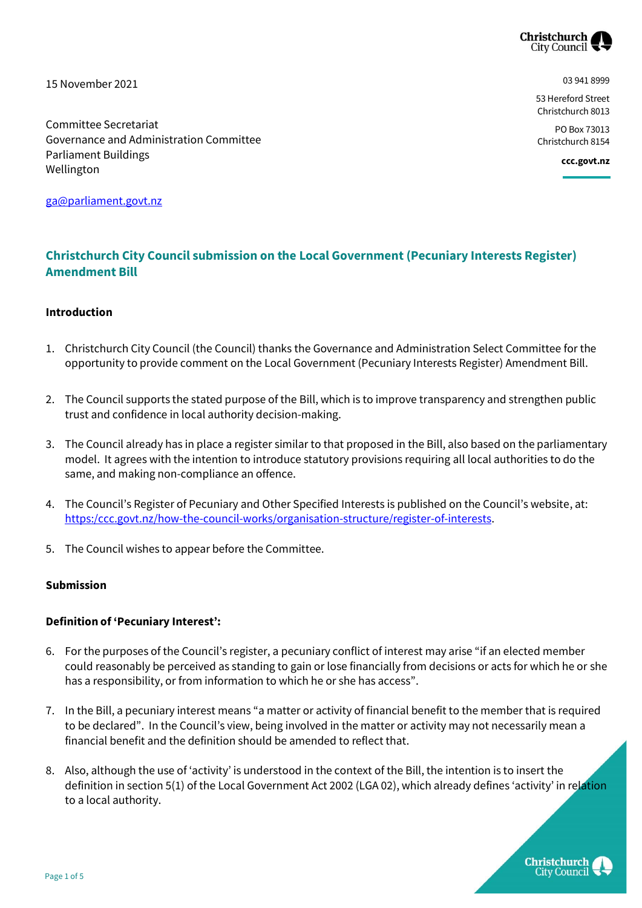15 November 2021

Committee Secretariat
Governance and Administration Committee
Parliament Buildings
Wellington

ga@parliament.govt.nz

03 941 8999

53 Hereford Street
Christchurch 8013

PO Box 73013
Christchurch 8154

**ccc.govt.nz**

## Christchurch City Council submission on the Local Government (Pecuniary Interests Register) Amendment Bill

### Introduction

1. Christchurch City Council (the Council) thanks the Governance and Administration Select Committee for the opportunity to provide comment on the Local Government (Pecuniary Interests Register) Amendment Bill.

2. The Council supports the stated purpose of the Bill, which is to improve transparency and strengthen public trust and confidence in local authority decision-making.

3. The Council already has in place a register similar to that proposed in the Bill, also based on the parliamentary model. It agrees with the intention to introduce statutory provisions requiring all local authorities to do the same, and making non-compliance an offence.

4. The Council's Register of Pecuniary and Other Specified Interests is published on the Council's website, at: https:/ccc.govt.nz/how-the-council-works/organisation-structure/register-of-interests.

5. The Council wishes to appear before the Committee.

### Submission

### Definition of 'Pecuniary Interest':

6. For the purposes of the Council's register, a pecuniary conflict of interest may arise "if an elected member could reasonably be perceived as standing to gain or lose financially from decisions or acts for which he or she has a responsibility, or from information to which he or she has access".

7. In the Bill, a pecuniary interest means "a matter or activity of financial benefit to the member that is required to be declared". In the Council's view, being involved in the matter or activity may not necessarily mean a financial benefit and the definition should be amended to reflect that.

8. Also, although the use of 'activity' is understood in the context of the Bill, the intention is to insert the definition in section 5(1) of the Local Government Act 2002 (LGA 02), which already defines 'activity' in relation to a local authority.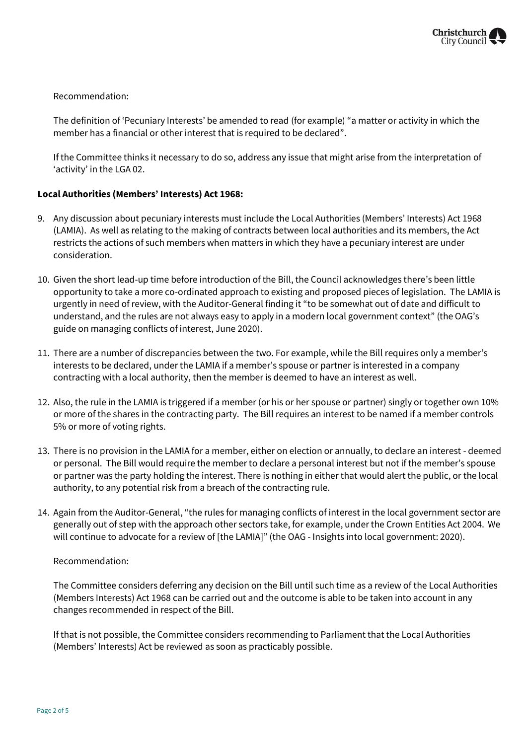Recommendation:

The definition of 'Pecuniary Interests' be amended to read (for example) "a matter or activity in which the member has a financial or other interest that is required to be declared".

If the Committee thinks it necessary to do so, address any issue that might arise from the interpretation of 'activity' in the LGA 02.

**Local Authorities (Members' Interests) Act 1968:**

9. Any discussion about pecuniary interests must include the Local Authorities (Members' Interests) Act 1968 (LAMIA). As well as relating to the making of contracts between local authorities and its members, the Act restricts the actions of such members when matters in which they have a pecuniary interest are under consideration.

10. Given the short lead-up time before introduction of the Bill, the Council acknowledges there's been little opportunity to take a more co-ordinated approach to existing and proposed pieces of legislation. The LAMIA is urgently in need of review, with the Auditor-General finding it "to be somewhat out of date and difficult to understand, and the rules are not always easy to apply in a modern local government context" (the OAG's guide on managing conflicts of interest, June 2020).

11. There are a number of discrepancies between the two. For example, while the Bill requires only a member's interests to be declared, under the LAMIA if a member's spouse or partner is interested in a company contracting with a local authority, then the member is deemed to have an interest as well.

12. Also, the rule in the LAMIA is triggered if a member (or his or her spouse or partner) singly or together own 10% or more of the shares in the contracting party. The Bill requires an interest to be named if a member controls 5% or more of voting rights.

13. There is no provision in the LAMIA for a member, either on election or annually, to declare an interest - deemed or personal. The Bill would require the member to declare a personal interest but not if the member's spouse or partner was the party holding the interest. There is nothing in either that would alert the public, or the local authority, to any potential risk from a breach of the contracting rule.

14. Again from the Auditor-General, "the rules for managing conflicts of interest in the local government sector are generally out of step with the approach other sectors take, for example, under the Crown Entities Act 2004. We will continue to advocate for a review of [the LAMIA]" (the OAG - Insights into local government: 2020).

Recommendation:

The Committee considers deferring any decision on the Bill until such time as a review of the Local Authorities (Members Interests) Act 1968 can be carried out and the outcome is able to be taken into account in any changes recommended in respect of the Bill.

If that is not possible, the Committee considers recommending to Parliament that the Local Authorities (Members' Interests) Act be reviewed as soon as practicably possible.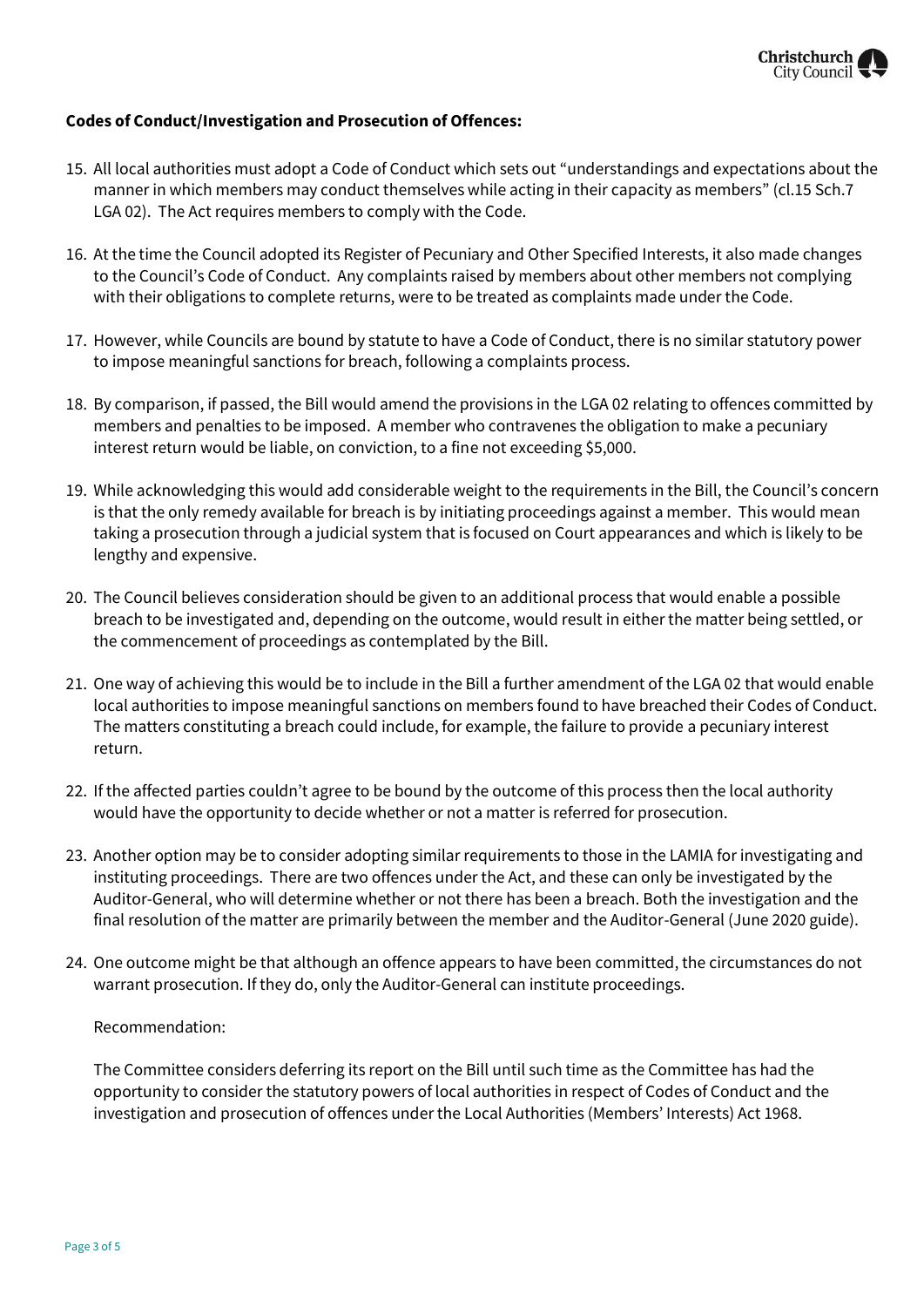**Codes of Conduct/Investigation and Prosecution of Offences:**

15. All local authorities must adopt a Code of Conduct which sets out “understandings and expectations about the manner in which members may conduct themselves while acting in their capacity as members” (cl.15 Sch.7 LGA 02). The Act requires members to comply with the Code.

16. At the time the Council adopted its Register of Pecuniary and Other Specified Interests, it also made changes to the Council’s Code of Conduct. Any complaints raised by members about other members not complying with their obligations to complete returns, were to be treated as complaints made under the Code.

17. However, while Councils are bound by statute to have a Code of Conduct, there is no similar statutory power to impose meaningful sanctions for breach, following a complaints process.

18. By comparison, if passed, the Bill would amend the provisions in the LGA 02 relating to offences committed by members and penalties to be imposed. A member who contravenes the obligation to make a pecuniary interest return would be liable, on conviction, to a fine not exceeding $5,000.

19. While acknowledging this would add considerable weight to the requirements in the Bill, the Council’s concern is that the only remedy available for breach is by initiating proceedings against a member. This would mean taking a prosecution through a judicial system that is focused on Court appearances and which is likely to be lengthy and expensive.

20. The Council believes consideration should be given to an additional process that would enable a possible breach to be investigated and, depending on the outcome, would result in either the matter being settled, or the commencement of proceedings as contemplated by the Bill.

21. One way of achieving this would be to include in the Bill a further amendment of the LGA 02 that would enable local authorities to impose meaningful sanctions on members found to have breached their Codes of Conduct. The matters constituting a breach could include, for example, the failure to provide a pecuniary interest return.

22. If the affected parties couldn’t agree to be bound by the outcome of this process then the local authority would have the opportunity to decide whether or not a matter is referred for prosecution.

23. Another option may be to consider adopting similar requirements to those in the LAMIA for investigating and instituting proceedings. There are two offences under the Act, and these can only be investigated by the Auditor-General, who will determine whether or not there has been a breach. Both the investigation and the final resolution of the matter are primarily between the member and the Auditor-General (June 2020 guide).

24. One outcome might be that although an offence appears to have been committed, the circumstances do not warrant prosecution. If they do, only the Auditor-General can institute proceedings.

    Recommendation:

    The Committee considers deferring its report on the Bill until such time as the Committee has had the opportunity to consider the statutory powers of local authorities in respect of Codes of Conduct and the investigation and prosecution of offences under the Local Authorities (Members’ Interests) Act 1968.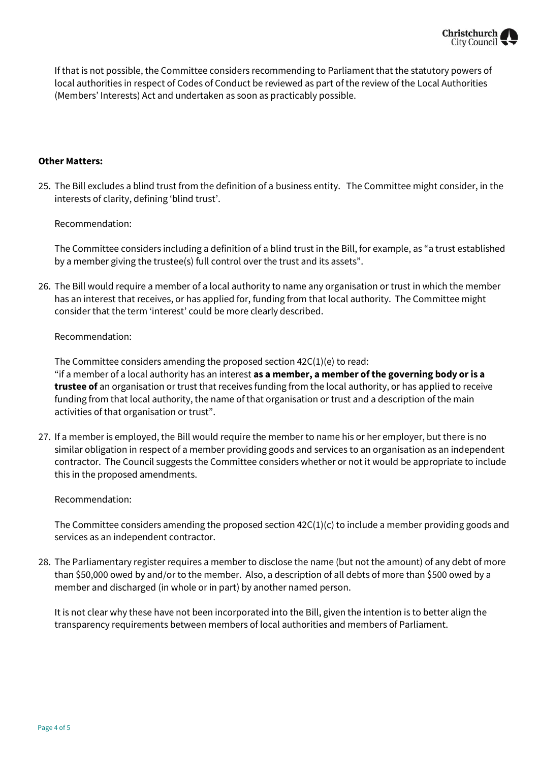If that is not possible, the Committee considers recommending to Parliament that the statutory powers of local authorities in respect of Codes of Conduct be reviewed as part of the review of the Local Authorities (Members' Interests) Act and undertaken as soon as practicably possible.

**Other Matters:**

25. The Bill excludes a blind trust from the definition of a business entity. The Committee might consider, in the interests of clarity, defining 'blind trust'.

    Recommendation:

    The Committee considers including a definition of a blind trust in the Bill, for example, as "a trust established by a member giving the trustee(s) full control over the trust and its assets".

26. The Bill would require a member of a local authority to name any organisation or trust in which the member has an interest that receives, or has applied for, funding from that local authority. The Committee might consider that the term 'interest' could be more clearly described.

    Recommendation:

    The Committee considers amending the proposed section 42C(1)(e) to read:
    "if a member of a local authority has an interest **as a member, a member of the governing body or is a trustee of** an organisation or trust that receives funding from the local authority, or has applied to receive funding from that local authority, the name of that organisation or trust and a description of the main activities of that organisation or trust".

27. If a member is employed, the Bill would require the member to name his or her employer, but there is no similar obligation in respect of a member providing goods and services to an organisation as an independent contractor. The Council suggests the Committee considers whether or not it would be appropriate to include this in the proposed amendments.

    Recommendation:

    The Committee considers amending the proposed section 42C(1)(c) to include a member providing goods and services as an independent contractor.

28. The Parliamentary register requires a member to disclose the name (but not the amount) of any debt of more than $50,000 owed by and/or to the member. Also, a description of all debts of more than $500 owed by a member and discharged (in whole or in part) by another named person.

    It is not clear why these have not been incorporated into the Bill, given the intention is to better align the transparency requirements between members of local authorities and members of Parliament.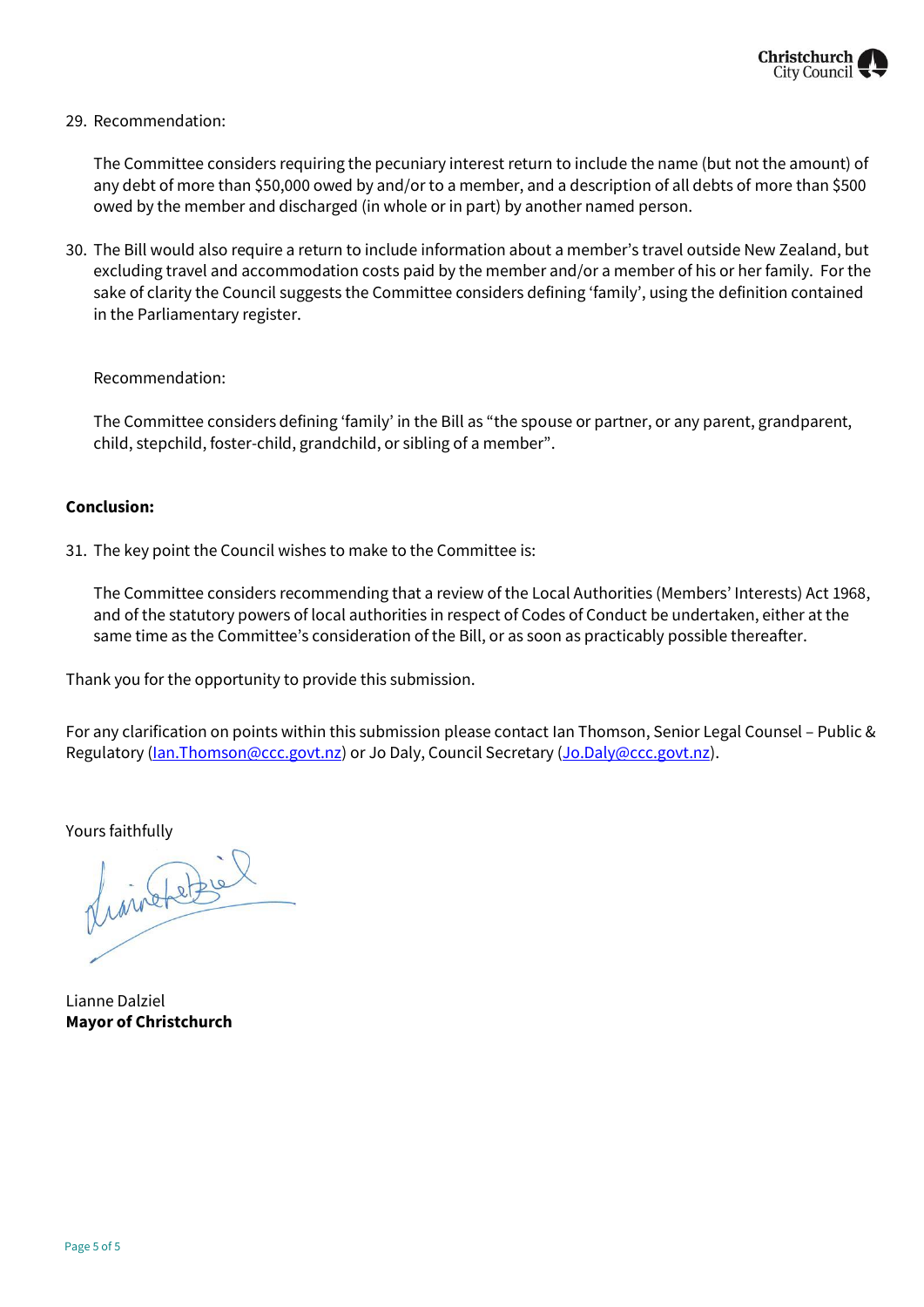29. Recommendation:

    The Committee considers requiring the pecuniary interest return to include the name (but not the amount) of any debt of more than $50,000 owed by and/or to a member, and a description of all debts of more than $500 owed by the member and discharged (in whole or in part) by another named person.

30. The Bill would also require a return to include information about a member's travel outside New Zealand, but excluding travel and accommodation costs paid by the member and/or a member of his or her family. For the sake of clarity the Council suggests the Committee considers defining 'family', using the definition contained in the Parliamentary register.

    Recommendation:

    The Committee considers defining 'family' in the Bill as "the spouse or partner, or any parent, grandparent, child, stepchild, foster-child, grandchild, or sibling of a member".

**Conclusion:**

31. The key point the Council wishes to make to the Committee is:

    The Committee considers recommending that a review of the Local Authorities (Members' Interests) Act 1968, and of the statutory powers of local authorities in respect of Codes of Conduct be undertaken, either at the same time as the Committee's consideration of the Bill, or as soon as practicably possible thereafter.

Thank you for the opportunity to provide this submission.

For any clarification on points within this submission please contact Ian Thomson, Senior Legal Counsel – Public & Regulatory (Ian.Thomson@ccc.govt.nz) or Jo Daly, Council Secretary (Jo.Daly@ccc.govt.nz).

Yours faithfully

Lianne Dalziel
**Mayor of Christchurch**